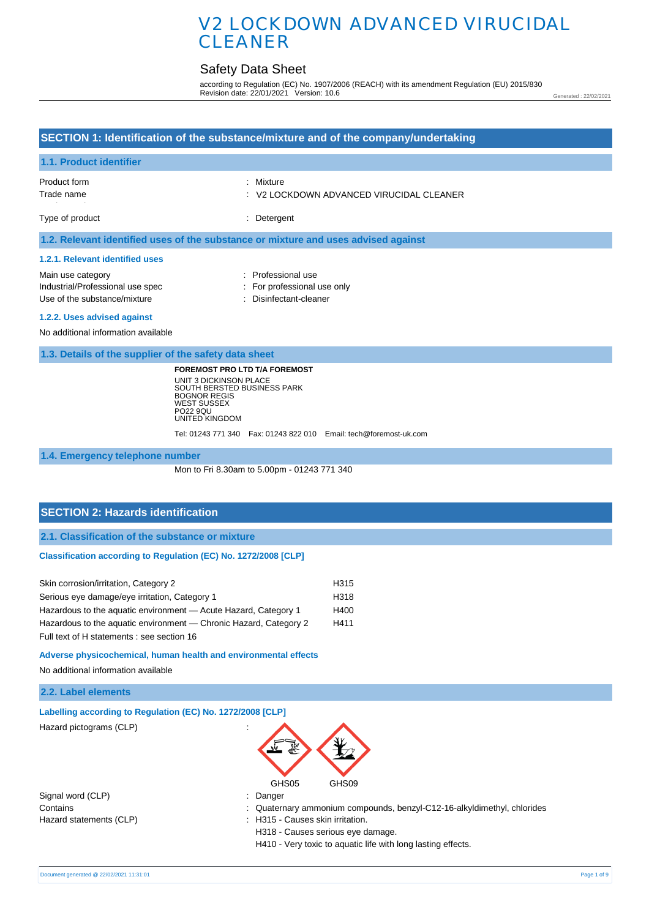# V2 LOCKDOWN ADVANCED VIRUCIDAL CLEANER

## Safety Data Sheet

according to Regulation (EC) No. 1907/2006 (REACH) with its amendment Regulation (EU) 2015/830
Revision date: 22/01/2021 Version: 10.6

Generated : 22/02/2021

## SECTION 1: Identification of the substance/mixture and of the company/undertaking

### 1.1. Product identifier

Product form : Mixture
Trade name : V2 LOCKDOWN ADVANCED VIRUCIDAL CLEANER

Type of product : Detergent

### 1.2. Relevant identified uses of the substance or mixture and uses advised against

#### 1.2.1. Relevant identified uses

Main use category : Professional use
Industrial/Professional use spec : For professional use only
Use of the substance/mixture : Disinfectant-cleaner

#### 1.2.2. Uses advised against

No additional information available

### 1.3. Details of the supplier of the safety data sheet

**FOREMOST PRO LTD T/A FOREMOST**
UNIT 3 DICKINSON PLACE
SOUTH BERSTED BUSINESS PARK
BOGNOR REGIS
WEST SUSSEX
PO22 9QU
UNITED KINGDOM

Tel: 01243 771 340 Fax: 01243 822 010 Email: tech@foremost-uk.com

### 1.4. Emergency telephone number

Mon to Fri 8.30am to 5.00pm - 01243 771 340

## SECTION 2: Hazards identification

### 2.1. Classification of the substance or mixture

#### Classification according to Regulation (EC) No. 1272/2008 [CLP]

| | |
|---|---|
| Skin corrosion/irritation, Category 2 | H315 |
| Serious eye damage/eye irritation, Category 1 | H318 |
| Hazardous to the aquatic environment — Acute Hazard, Category 1 | H400 |
| Hazardous to the aquatic environment — Chronic Hazard, Category 2 | H411 |

Full text of H statements : see section 16

#### Adverse physicochemical, human health and environmental effects

No additional information available

### 2.2. Label elements

#### Labelling according to Regulation (EC) No. 1272/2008 [CLP]

Hazard pictograms (CLP) :

GHS05 GHS09

Signal word (CLP) : Danger
Contains : Quaternary ammonium compounds, benzyl-C12-16-alkyldimethyl, chlorides
Hazard statements (CLP) : H315 - Causes skin irritation.
H318 - Causes serious eye damage.
H410 - Very toxic to aquatic life with long lasting effects.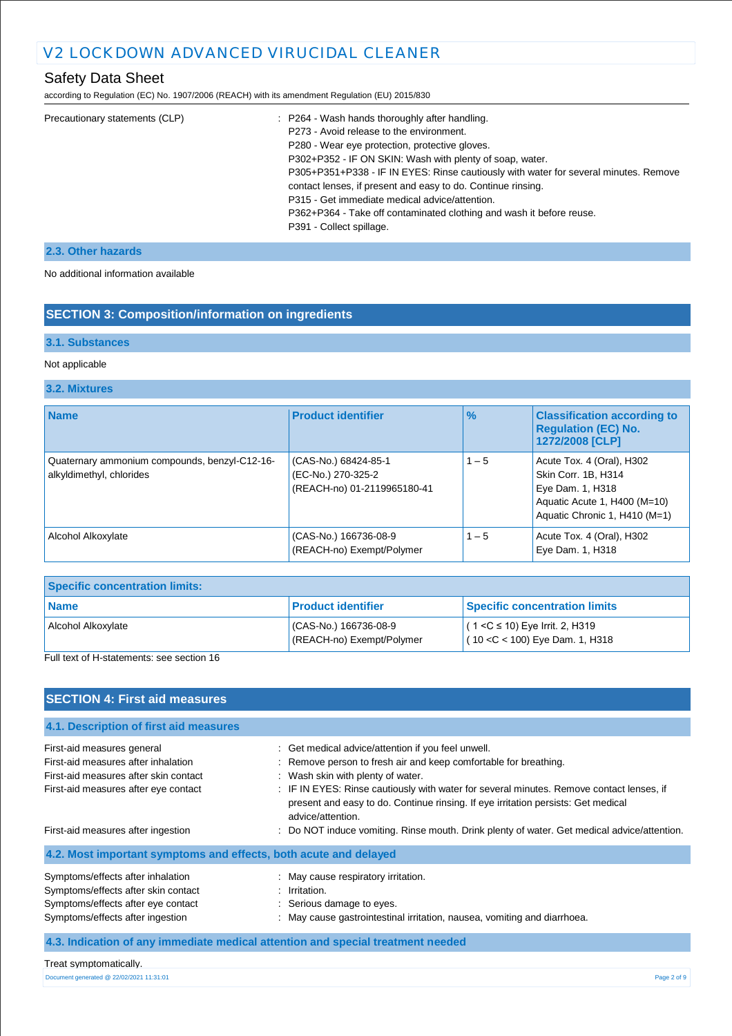Precautionary statements (CLP) : P264 - Wash hands thoroughly after handling.
P273 - Avoid release to the environment.
P280 - Wear eye protection, protective gloves.
P302+P352 - IF ON SKIN: Wash with plenty of soap, water.
P305+P351+P338 - IF IN EYES: Rinse cautiously with water for several minutes. Remove contact lenses, if present and easy to do. Continue rinsing.
P315 - Get immediate medical advice/attention.
P362+P364 - Take off contaminated clothing and wash it before reuse.
P391 - Collect spillage.

### 2.3. Other hazards

No additional information available

## SECTION 3: Composition/information on ingredients

### 3.1. Substances

Not applicable

### 3.2. Mixtures

| Name | Product identifier | % | Classification according to Regulation (EC) No. 1272/2008 [CLP] |
|---|---|---|---|
| Quaternary ammonium compounds, benzyl-C12-16-alkyldimethyl, chlorides | (CAS-No.) 68424-85-1<br>(EC-No.) 270-325-2<br>(REACH-no) 01-2119965180-41 | 1 – 5 | Acute Tox. 4 (Oral), H302<br>Skin Corr. 1B, H314<br>Eye Dam. 1, H318<br>Aquatic Acute 1, H400 (M=10)<br>Aquatic Chronic 1, H410 (M=1) |
| Alcohol Alkoxylate | (CAS-No.) 166736-08-9<br>(REACH-no) Exempt/Polymer | 1 – 5 | Acute Tox. 4 (Oral), H302<br>Eye Dam. 1, H318 |

| Specific concentration limits: | | |
|---|---|---|
| **Name** | **Product identifier** | **Specific concentration limits** |
| Alcohol Alkoxylate | (CAS-No.) 166736-08-9<br>(REACH-no) Exempt/Polymer | ( 1 <C ≤ 10) Eye Irrit. 2, H319<br>( 10 <C < 100) Eye Dam. 1, H318 |

Full text of H-statements: see section 16

## SECTION 4: First aid measures

### 4.1. Description of first aid measures

First-aid measures general : Get medical advice/attention if you feel unwell.
First-aid measures after inhalation : Remove person to fresh air and keep comfortable for breathing.
First-aid measures after skin contact : Wash skin with plenty of water.
First-aid measures after eye contact : IF IN EYES: Rinse cautiously with water for several minutes. Remove contact lenses, if present and easy to do. Continue rinsing. If eye irritation persists: Get medical advice/attention.
First-aid measures after ingestion : Do NOT induce vomiting. Rinse mouth. Drink plenty of water. Get medical advice/attention.

### 4.2. Most important symptoms and effects, both acute and delayed

Symptoms/effects after inhalation : May cause respiratory irritation.
Symptoms/effects after skin contact : Irritation.
Symptoms/effects after eye contact : Serious damage to eyes.
Symptoms/effects after ingestion : May cause gastrointestinal irritation, nausea, vomiting and diarrhoea.

### 4.3. Indication of any immediate medical attention and special treatment needed

Treat symptomatically.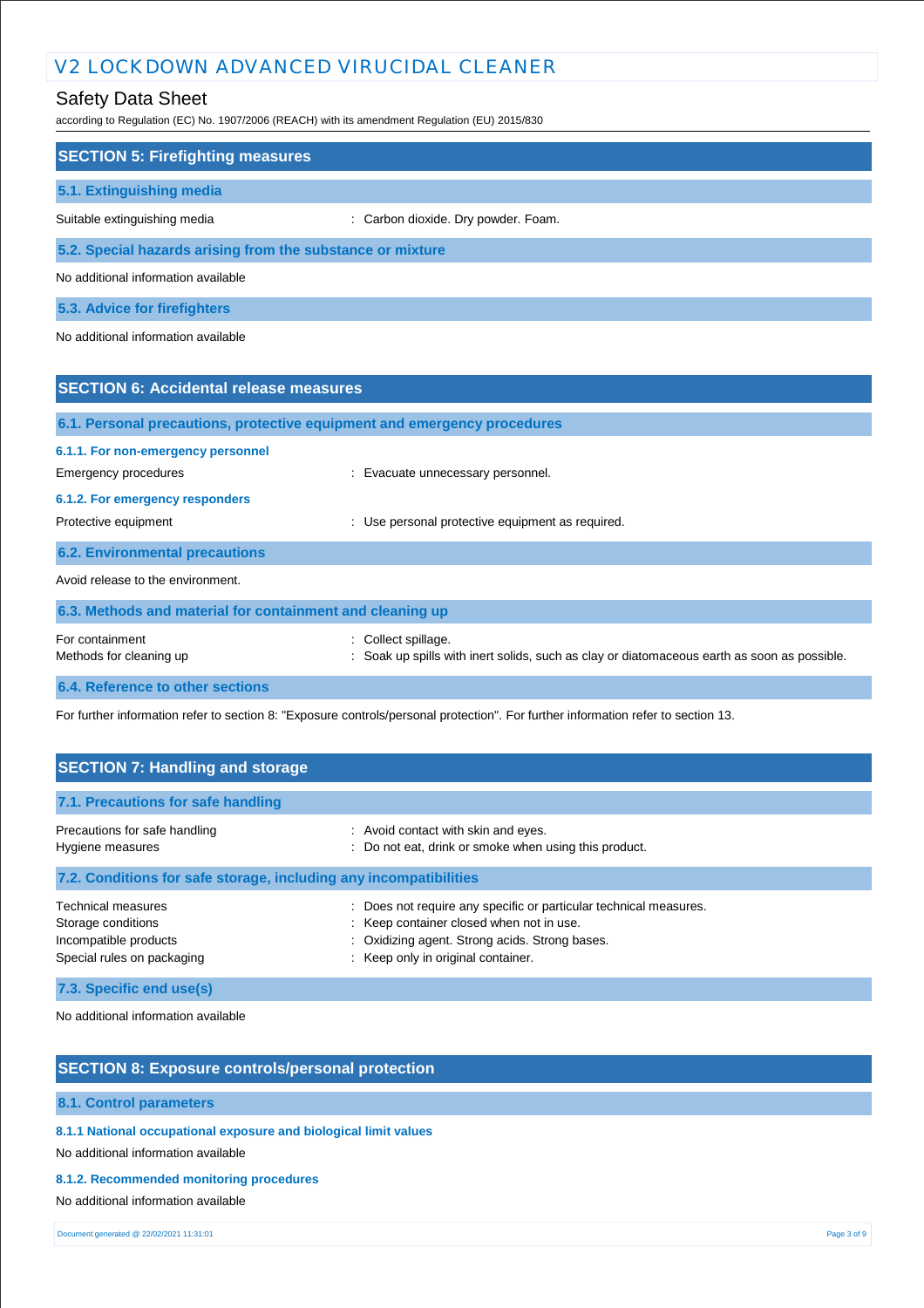## SECTION 5: Firefighting measures

### 5.1. Extinguishing media

Suitable extinguishing media : Carbon dioxide. Dry powder. Foam.

### 5.2. Special hazards arising from the substance or mixture

No additional information available

### 5.3. Advice for firefighters

No additional information available

## SECTION 6: Accidental release measures

### 6.1. Personal precautions, protective equipment and emergency procedures

#### 6.1.1. For non-emergency personnel

Emergency procedures : Evacuate unnecessary personnel.

#### 6.1.2. For emergency responders

Protective equipment : Use personal protective equipment as required.

### 6.2. Environmental precautions

Avoid release to the environment.

### 6.3. Methods and material for containment and cleaning up

For containment : Collect spillage.
Methods for cleaning up : Soak up spills with inert solids, such as clay or diatomaceous earth as soon as possible.

### 6.4. Reference to other sections

For further information refer to section 8: "Exposure controls/personal protection". For further information refer to section 13.

## SECTION 7: Handling and storage

### 7.1. Precautions for safe handling

Precautions for safe handling : Avoid contact with skin and eyes.
Hygiene measures : Do not eat, drink or smoke when using this product.

### 7.2. Conditions for safe storage, including any incompatibilities

Technical measures : Does not require any specific or particular technical measures.
Storage conditions : Keep container closed when not in use.
Incompatible products : Oxidizing agent. Strong acids. Strong bases.
Special rules on packaging : Keep only in original container.

### 7.3. Specific end use(s)

No additional information available

## SECTION 8: Exposure controls/personal protection

### 8.1. Control parameters

#### 8.1.1 National occupational exposure and biological limit values

No additional information available

#### 8.1.2. Recommended monitoring procedures

No additional information available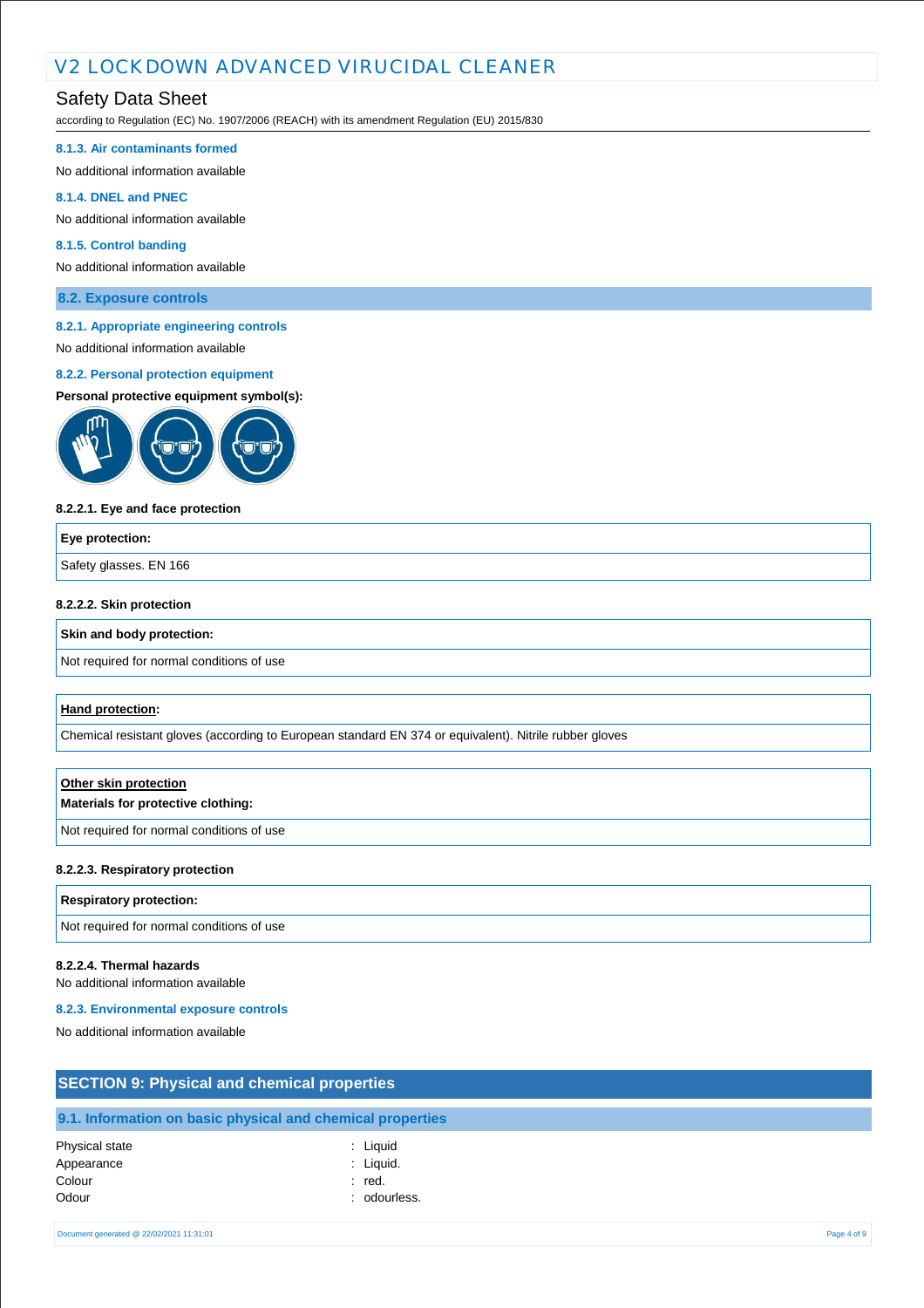#### 8.1.3. Air contaminants formed

No additional information available

#### 8.1.4. DNEL and PNEC

No additional information available

#### 8.1.5. Control banding

No additional information available

### 8.2. Exposure controls

#### 8.2.1. Appropriate engineering controls

No additional information available

#### 8.2.2. Personal protection equipment

**Personal protective equipment symbol(s):**

**8.2.2.1. Eye and face protection**

| Eye protection: |
|---|
| Safety glasses. EN 166 |

**8.2.2.2. Skin protection**

| Skin and body protection: |
|---|
| Not required for normal conditions of use |

| Hand protection: |
|---|
| Chemical resistant gloves (according to European standard EN 374 or equivalent). Nitrile rubber gloves |

| Other skin protection<br>**Materials for protective clothing:** |
|---|
| Not required for normal conditions of use |

**8.2.2.3. Respiratory protection**

| Respiratory protection: |
|---|
| Not required for normal conditions of use |

**8.2.2.4. Thermal hazards**

No additional information available

#### 8.2.3. Environmental exposure controls

No additional information available

## SECTION 9: Physical and chemical properties

### 9.1. Information on basic physical and chemical properties

| | |
|---|---|
| Physical state | : Liquid |
| Appearance | : Liquid. |
| Colour | : red. |
| Odour | : odourless. |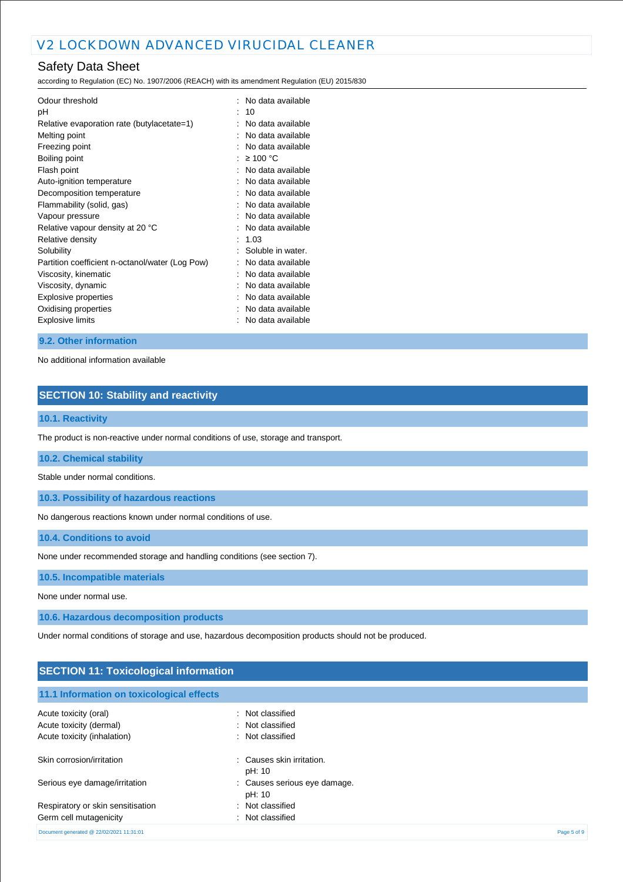| | |
|---|---|
| Odour threshold | : No data available |
| pH | : 10 |
| Relative evaporation rate (butylacetate=1) | : No data available |
| Melting point | : No data available |
| Freezing point | : No data available |
| Boiling point | : ≥ 100 °C |
| Flash point | : No data available |
| Auto-ignition temperature | : No data available |
| Decomposition temperature | : No data available |
| Flammability (solid, gas) | : No data available |
| Vapour pressure | : No data available |
| Relative vapour density at 20 °C | : No data available |
| Relative density | : 1.03 |
| Solubility | : Soluble in water. |
| Partition coefficient n-octanol/water (Log Pow) | : No data available |
| Viscosity, kinematic | : No data available |
| Viscosity, dynamic | : No data available |
| Explosive properties | : No data available |
| Oxidising properties | : No data available |
| Explosive limits | : No data available |

### 9.2. Other information

No additional information available

## SECTION 10: Stability and reactivity

### 10.1. Reactivity

The product is non-reactive under normal conditions of use, storage and transport.

### 10.2. Chemical stability

Stable under normal conditions.

### 10.3. Possibility of hazardous reactions

No dangerous reactions known under normal conditions of use.

### 10.4. Conditions to avoid

None under recommended storage and handling conditions (see section 7).

### 10.5. Incompatible materials

None under normal use.

### 10.6. Hazardous decomposition products

Under normal conditions of storage and use, hazardous decomposition products should not be produced.

## SECTION 11: Toxicological information

### 11.1 Information on toxicological effects

| | |
|---|---|
| Acute toxicity (oral) | : Not classified |
| Acute toxicity (dermal) | : Not classified |
| Acute toxicity (inhalation) | : Not classified |
| Skin corrosion/irritation | : Causes skin irritation.<br>pH: 10 |
| Serious eye damage/irritation | : Causes serious eye damage.<br>pH: 10 |
| Respiratory or skin sensitisation | : Not classified |
| Germ cell mutagenicity | : Not classified |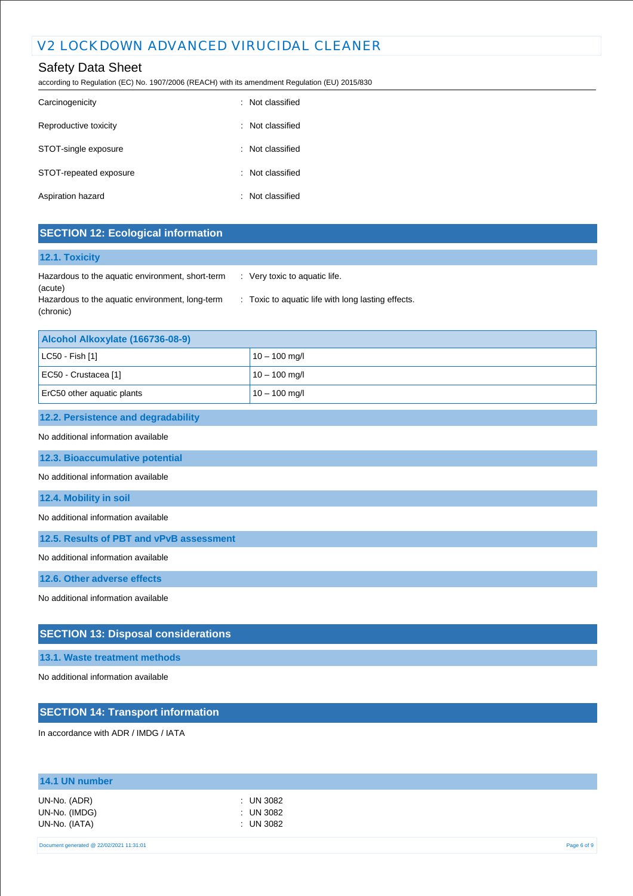| | |
|---|---|
| Carcinogenicity | : Not classified |
| Reproductive toxicity | : Not classified |
| STOT-single exposure | : Not classified |
| STOT-repeated exposure | : Not classified |
| Aspiration hazard | : Not classified |

## SECTION 12: Ecological information

### 12.1. Toxicity

| | |
|---|---|
| Hazardous to the aquatic environment, short-term (acute) | : Very toxic to aquatic life. |
| Hazardous to the aquatic environment, long-term (chronic) | : Toxic to aquatic life with long lasting effects. |

| Alcohol Alkoxylate (166736-08-9) | |
|---|---|
| LC50 - Fish [1] | 10 – 100 mg/l |
| EC50 - Crustacea [1] | 10 – 100 mg/l |
| ErC50 other aquatic plants | 10 – 100 mg/l |

### 12.2. Persistence and degradability

No additional information available

### 12.3. Bioaccumulative potential

No additional information available

### 12.4. Mobility in soil

No additional information available

### 12.5. Results of PBT and vPvB assessment

No additional information available

### 12.6. Other adverse effects

No additional information available

## SECTION 13: Disposal considerations

### 13.1. Waste treatment methods

No additional information available

## SECTION 14: Transport information

In accordance with ADR / IMDG / IATA

### 14.1 UN number

| | |
|---|---|
| UN-No. (ADR) | : UN 3082 |
| UN-No. (IMDG) | : UN 3082 |
| UN-No. (IATA) | : UN 3082 |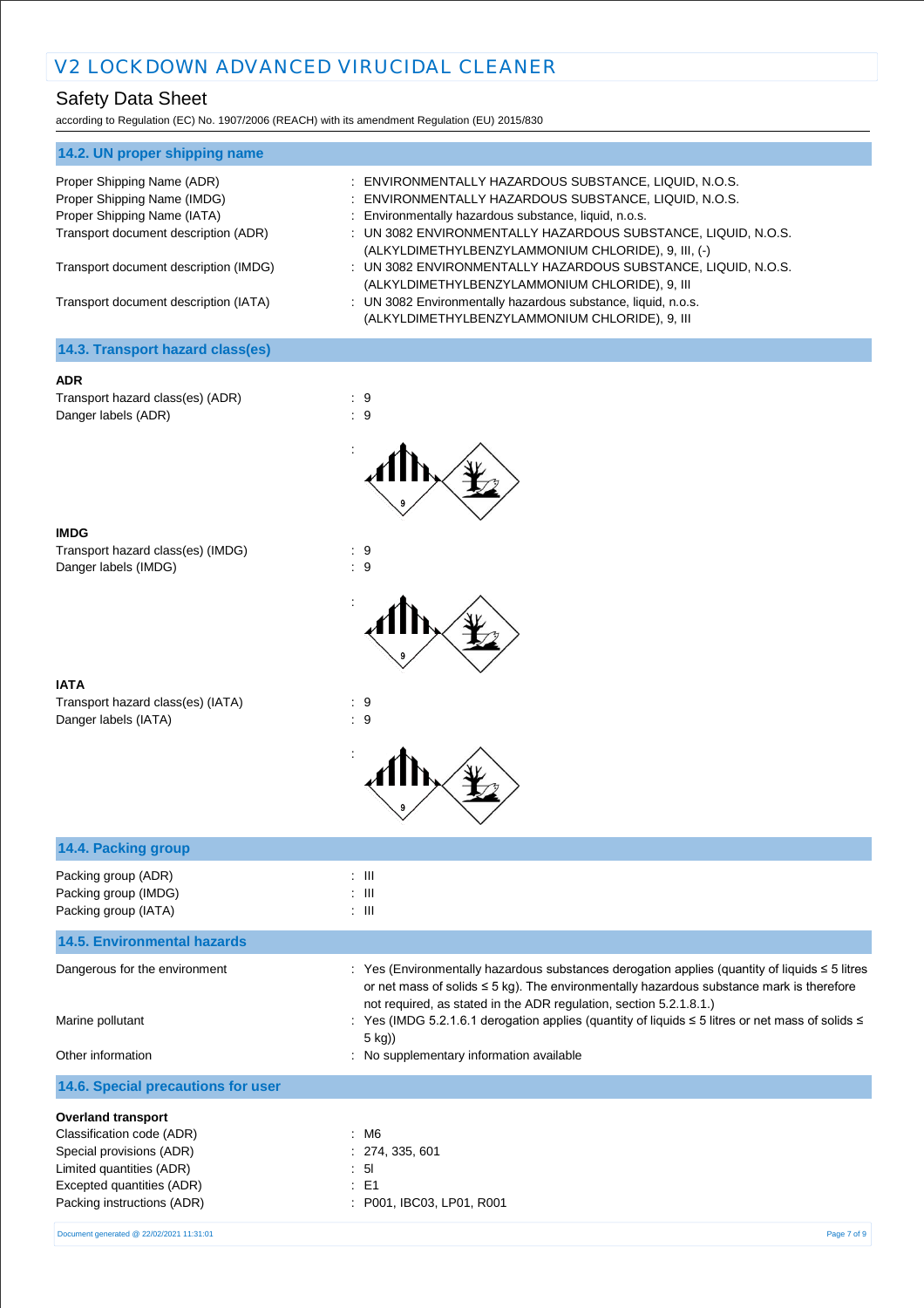## 14.2. UN proper shipping name

| | |
|---|---|
| Proper Shipping Name (ADR) | : ENVIRONMENTALLY HAZARDOUS SUBSTANCE, LIQUID, N.O.S. |
| Proper Shipping Name (IMDG) | : ENVIRONMENTALLY HAZARDOUS SUBSTANCE, LIQUID, N.O.S. |
| Proper Shipping Name (IATA) | : Environmentally hazardous substance, liquid, n.o.s. |
| Transport document description (ADR) | : UN 3082 ENVIRONMENTALLY HAZARDOUS SUBSTANCE, LIQUID, N.O.S. (ALKYLDIMETHYLBENZYLAMMONIUM CHLORIDE), 9, III, (-) |
| Transport document description (IMDG) | : UN 3082 ENVIRONMENTALLY HAZARDOUS SUBSTANCE, LIQUID, N.O.S. (ALKYLDIMETHYLBENZYLAMMONIUM CHLORIDE), 9, III |
| Transport document description (IATA) | : UN 3082 Environmentally hazardous substance, liquid, n.o.s. (ALKYLDIMETHYLBENZYLAMMONIUM CHLORIDE), 9, III |

## 14.3. Transport hazard class(es)

**ADR**

| | |
|---|---|
| Transport hazard class(es) (ADR) | : 9 |
| Danger labels (ADR) | : 9 |

**IMDG**

| | |
|---|---|
| Transport hazard class(es) (IMDG) | : 9 |
| Danger labels (IMDG) | : 9 |

**IATA**

| | |
|---|---|
| Transport hazard class(es) (IATA) | : 9 |
| Danger labels (IATA) | : 9 |

## 14.4. Packing group

| | |
|---|---|
| Packing group (ADR) | : III |
| Packing group (IMDG) | : III |
| Packing group (IATA) | : III |

## 14.5. Environmental hazards

| | |
|---|---|
| Dangerous for the environment | : Yes (Environmentally hazardous substances derogation applies (quantity of liquids ≤ 5 litres or net mass of solids ≤ 5 kg). The environmentally hazardous substance mark is therefore not required, as stated in the ADR regulation, section 5.2.1.8.1.) |
| Marine pollutant | : Yes (IMDG 5.2.1.6.1 derogation applies (quantity of liquids ≤ 5 litres or net mass of solids ≤ 5 kg)) |
| Other information | : No supplementary information available |

## 14.6. Special precautions for user

**Overland transport**

| | |
|---|---|
| Classification code (ADR) | : M6 |
| Special provisions (ADR) | : 274, 335, 601 |
| Limited quantities (ADR) | : 5l |
| Excepted quantities (ADR) | : E1 |
| Packing instructions (ADR) | : P001, IBC03, LP01, R001 |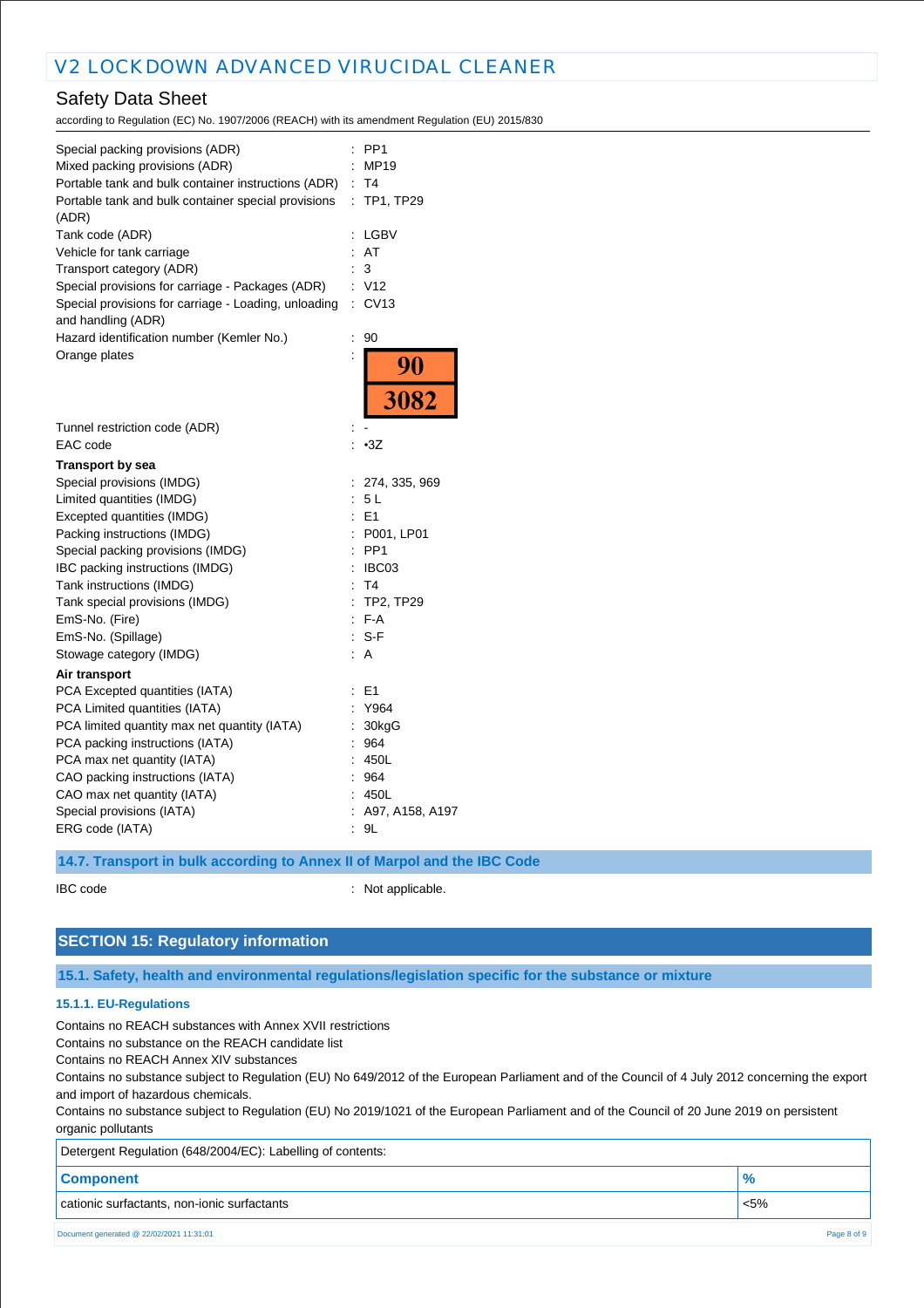| | |
|---|---|
| Special packing provisions (ADR) | : PP1 |
| Mixed packing provisions (ADR) | : MP19 |
| Portable tank and bulk container instructions (ADR) | : T4 |
| Portable tank and bulk container special provisions (ADR) | : TP1, TP29 |
| Tank code (ADR) | : LGBV |
| Vehicle for tank carriage | : AT |
| Transport category (ADR) | : 3 |
| Special provisions for carriage - Packages (ADR) | : V12 |
| Special provisions for carriage - Loading, unloading and handling (ADR) | : CV13 |
| Hazard identification number (Kemler No.) | : 90 |
| Orange plates | : 90 / 3082 |
| Tunnel restriction code (ADR) | : - |
| EAC code | : •3Z |

**Transport by sea**

| | |
|---|---|
| Special provisions (IMDG) | : 274, 335, 969 |
| Limited quantities (IMDG) | : 5 L |
| Excepted quantities (IMDG) | : E1 |
| Packing instructions (IMDG) | : P001, LP01 |
| Special packing provisions (IMDG) | : PP1 |
| IBC packing instructions (IMDG) | : IBC03 |
| Tank instructions (IMDG) | : T4 |
| Tank special provisions (IMDG) | : TP2, TP29 |
| EmS-No. (Fire) | : F-A |
| EmS-No. (Spillage) | : S-F |
| Stowage category (IMDG) | : A |

**Air transport**

| | |
|---|---|
| PCA Excepted quantities (IATA) | : E1 |
| PCA Limited quantities (IATA) | : Y964 |
| PCA limited quantity max net quantity (IATA) | : 30kgG |
| PCA packing instructions (IATA) | : 964 |
| PCA max net quantity (IATA) | : 450L |
| CAO packing instructions (IATA) | : 964 |
| CAO max net quantity (IATA) | : 450L |
| Special provisions (IATA) | : A97, A158, A197 |
| ERG code (IATA) | : 9L |

### 14.7. Transport in bulk according to Annex II of Marpol and the IBC Code

IBC code : Not applicable.

## SECTION 15: Regulatory information

### 15.1. Safety, health and environmental regulations/legislation specific for the substance or mixture

#### 15.1.1. EU-Regulations

Contains no REACH substances with Annex XVII restrictions
Contains no substance on the REACH candidate list
Contains no REACH Annex XIV substances
Contains no substance subject to Regulation (EU) No 649/2012 of the European Parliament and of the Council of 4 July 2012 concerning the export and import of hazardous chemicals.
Contains no substance subject to Regulation (EU) No 2019/1021 of the European Parliament and of the Council of 20 June 2019 on persistent organic pollutants

Detergent Regulation (648/2004/EC): Labelling of contents:

| Component | % |
|---|---|
| cationic surfactants, non-ionic surfactants | <5% |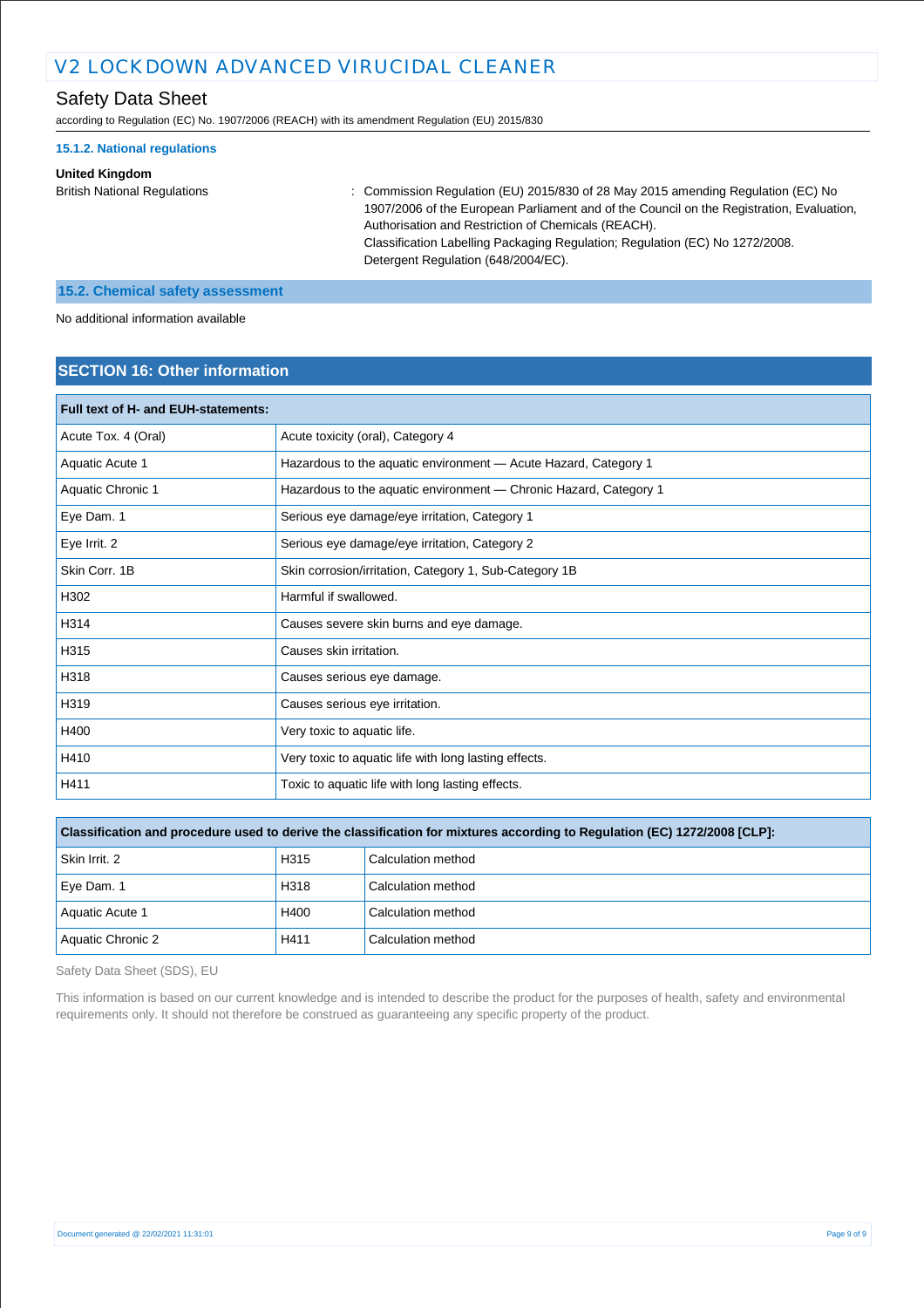#### 15.1.2. National regulations

**United Kingdom**

British National Regulations : Commission Regulation (EU) 2015/830 of 28 May 2015 amending Regulation (EC) No 1907/2006 of the European Parliament and of the Council on the Registration, Evaluation, Authorisation and Restriction of Chemicals (REACH).
Classification Labelling Packaging Regulation; Regulation (EC) No 1272/2008.
Detergent Regulation (648/2004/EC).

### 15.2. Chemical safety assessment

No additional information available

## SECTION 16: Other information

| Full text of H- and EUH-statements: | |
|---|---|
| Acute Tox. 4 (Oral) | Acute toxicity (oral), Category 4 |
| Aquatic Acute 1 | Hazardous to the aquatic environment — Acute Hazard, Category 1 |
| Aquatic Chronic 1 | Hazardous to the aquatic environment — Chronic Hazard, Category 1 |
| Eye Dam. 1 | Serious eye damage/eye irritation, Category 1 |
| Eye Irrit. 2 | Serious eye damage/eye irritation, Category 2 |
| Skin Corr. 1B | Skin corrosion/irritation, Category 1, Sub-Category 1B |
| H302 | Harmful if swallowed. |
| H314 | Causes severe skin burns and eye damage. |
| H315 | Causes skin irritation. |
| H318 | Causes serious eye damage. |
| H319 | Causes serious eye irritation. |
| H400 | Very toxic to aquatic life. |
| H410 | Very toxic to aquatic life with long lasting effects. |
| H411 | Toxic to aquatic life with long lasting effects. |

| Classification and procedure used to derive the classification for mixtures according to Regulation (EC) 1272/2008 [CLP]: | | |
|---|---|---|
| Skin Irrit. 2 | H315 | Calculation method |
| Eye Dam. 1 | H318 | Calculation method |
| Aquatic Acute 1 | H400 | Calculation method |
| Aquatic Chronic 2 | H411 | Calculation method |

Safety Data Sheet (SDS), EU

This information is based on our current knowledge and is intended to describe the product for the purposes of health, safety and environmental requirements only. It should not therefore be construed as guaranteeing any specific property of the product.